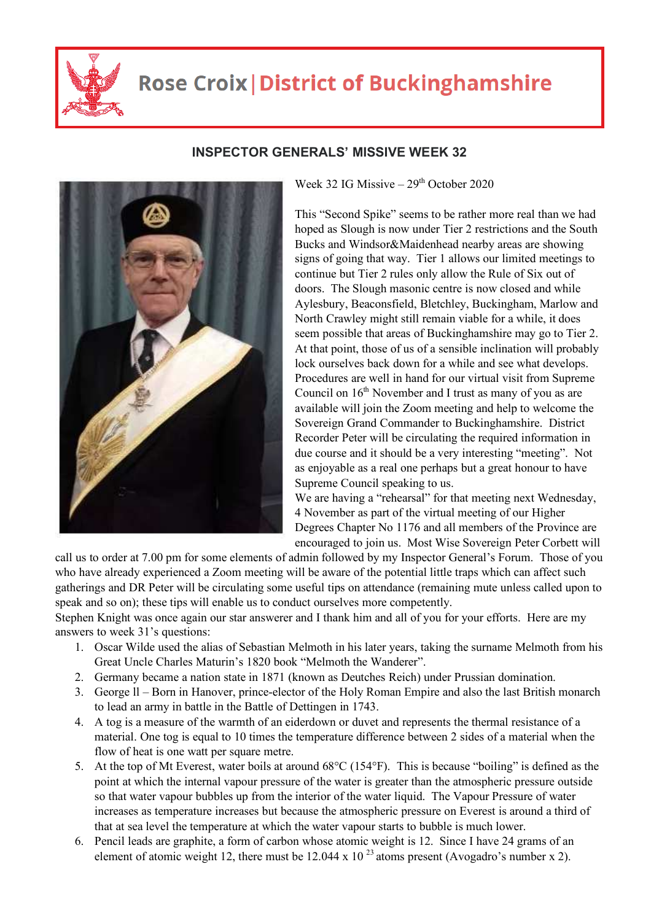# Rose Croix | District of Buckinghamshire

## INSPECTOR GENERALS' MISSIVE WEEK 32

Week 32 IG Missive – 29th October 2020

This "Second Spike" seems to be rather more real than we had hoped as Slough is now under Tier 2 restrictions and the South Bucks and Windsor&Maidenhead nearby areas are showing signs of going that way. Tier 1 allows our limited meetings to continue but Tier 2 rules only allow the Rule of Six out of doors. The Slough masonic centre is now closed and while Aylesbury, Beaconsfield, Bletchley, Buckingham, Marlow and North Crawley might still remain viable for a while, it does seem possible that areas of Buckinghamshire may go to Tier 2. At that point, those of us of a sensible inclination will probably lock ourselves back down for a while and see what develops. Procedures are well in hand for our virtual visit from Supreme Council on 16th November and I trust as many of you as are available will join the Zoom meeting and help to welcome the Sovereign Grand Commander to Buckinghamshire. District Recorder Peter will be circulating the required information in due course and it should be a very interesting "meeting". Not as enjoyable as a real one perhaps but a great honour to have Supreme Council speaking to us.

We are having a "rehearsal" for that meeting next Wednesday, 4 November as part of the virtual meeting of our Higher Degrees Chapter No 1176 and all members of the Province are encouraged to join us. Most Wise Sovereign Peter Corbett will call us to order at 7.00 pm for some elements of admin followed by my Inspector General's Forum. Those of you who have already experienced a Zoom meeting will be aware of the potential little traps which can affect such gatherings and DR Peter will be circulating some useful tips on attendance (remaining mute unless called upon to speak and so on); these tips will enable us to conduct ourselves more competently.

Stephen Knight was once again our star answerer and I thank him and all of you for your efforts. Here are my answers to week 31's questions:

1. Oscar Wilde used the alias of Sebastian Melmoth in his later years, taking the surname Melmoth from his Great Uncle Charles Maturin's 1820 book "Melmoth the Wanderer".
2. Germany became a nation state in 1871 (known as Deutches Reich) under Prussian domination.
3. George ll – Born in Hanover, prince-elector of the Holy Roman Empire and also the last British monarch to lead an army in battle in the Battle of Dettingen in 1743.
4. A tog is a measure of the warmth of an eiderdown or duvet and represents the thermal resistance of a material. One tog is equal to 10 times the temperature difference between 2 sides of a material when the flow of heat is one watt per square metre.
5. At the top of Mt Everest, water boils at around 68°C (154°F). This is because "boiling" is defined as the point at which the internal vapour pressure of the water is greater than the atmospheric pressure outside so that water vapour bubbles up from the interior of the water liquid. The Vapour Pressure of water increases as temperature increases but because the atmospheric pressure on Everest is around a third of that at sea level the temperature at which the water vapour starts to bubble is much lower.
6. Pencil leads are graphite, a form of carbon whose atomic weight is 12. Since I have 24 grams of an element of atomic weight 12, there must be $12.044 \times 10^{23}$ atoms present (Avogadro's number x 2).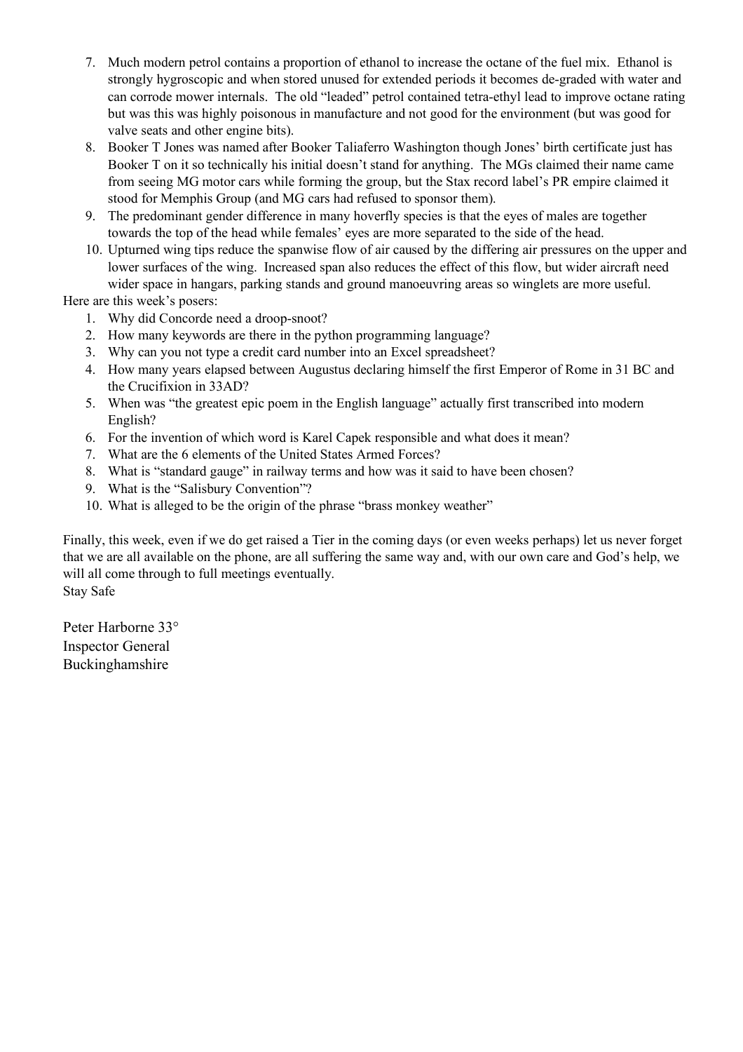7. Much modern petrol contains a proportion of ethanol to increase the octane of the fuel mix. Ethanol is strongly hygroscopic and when stored unused for extended periods it becomes de-graded with water and can corrode mower internals. The old "leaded" petrol contained tetra-ethyl lead to improve octane rating but was this was highly poisonous in manufacture and not good for the environment (but was good for valve seats and other engine bits).
8. Booker T Jones was named after Booker Taliaferro Washington though Jones' birth certificate just has Booker T on it so technically his initial doesn't stand for anything. The MGs claimed their name came from seeing MG motor cars while forming the group, but the Stax record label's PR empire claimed it stood for Memphis Group (and MG cars had refused to sponsor them).
9. The predominant gender difference in many hoverfly species is that the eyes of males are together towards the top of the head while females' eyes are more separated to the side of the head.
10. Upturned wing tips reduce the spanwise flow of air caused by the differing air pressures on the upper and lower surfaces of the wing. Increased span also reduces the effect of this flow, but wider aircraft need wider space in hangars, parking stands and ground manoeuvring areas so winglets are more useful.

Here are this week's posers:

1. Why did Concorde need a droop-snoot?
2. How many keywords are there in the python programming language?
3. Why can you not type a credit card number into an Excel spreadsheet?
4. How many years elapsed between Augustus declaring himself the first Emperor of Rome in 31 BC and the Crucifixion in 33AD?
5. When was "the greatest epic poem in the English language" actually first transcribed into modern English?
6. For the invention of which word is Karel Capek responsible and what does it mean?
7. What are the 6 elements of the United States Armed Forces?
8. What is "standard gauge" in railway terms and how was it said to have been chosen?
9. What is the "Salisbury Convention"?
10. What is alleged to be the origin of the phrase "brass monkey weather"

Finally, this week, even if we do get raised a Tier in the coming days (or even weeks perhaps) let us never forget that we are all available on the phone, are all suffering the same way and, with our own care and God's help, we will all come through to full meetings eventually.
Stay Safe

Peter Harborne 33°
Inspector General
Buckinghamshire